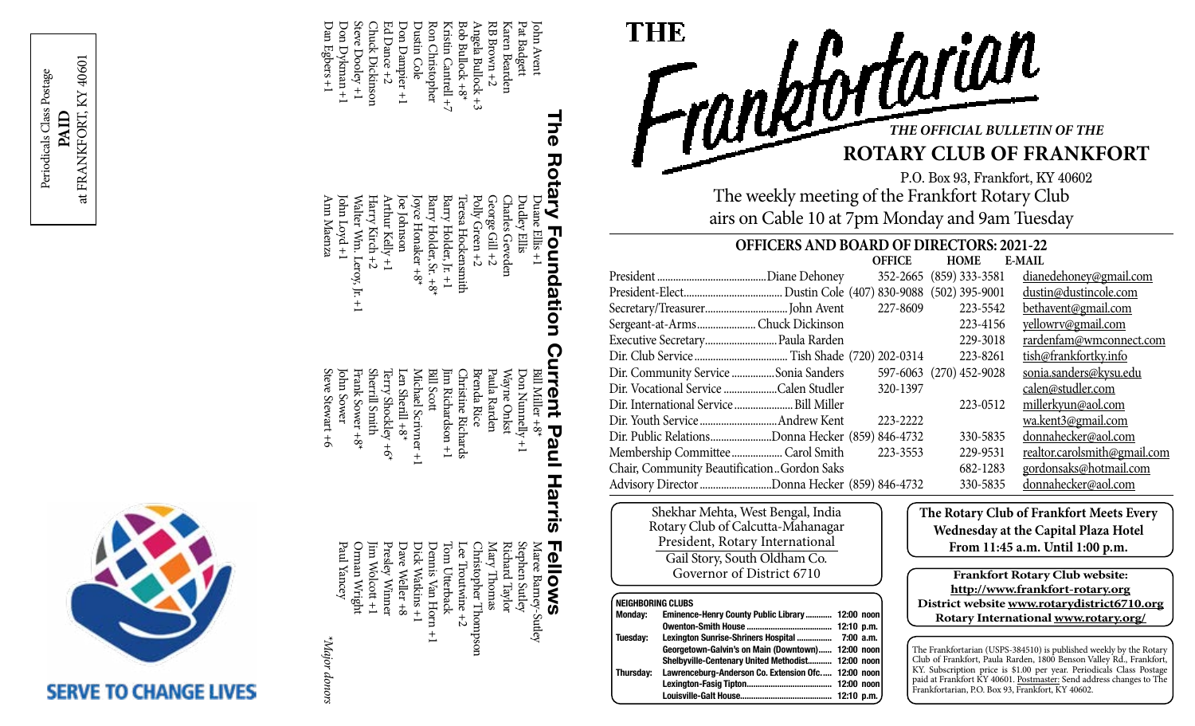# THE Frankfortarian

***THE OFFICIAL BULLETIN OF THE***

## ROTARY CLUB OF FRANKFORT

P.O. Box 93, Frankfort, KY 40602

The weekly meeting of the Frankfort Rotary Club airs on Cable 10 at 7pm Monday and 9am Tuesday

### OFFICERS AND BOARD OF DIRECTORS: 2021-22

| | | OFFICE | HOME | E-MAIL |
|---|---|---|---|---|
| President | Diane Dehoney | 352-2665 | (859) 333-3581 | dianedehoney@gmail.com |
| President-Elect | Dustin Cole | (407) 830-9088 | (502) 395-9001 | dustin@dustincole.com |
| Secretary/Treasurer | John Avent | 227-8609 | 223-5542 | bethavent@gmail.com |
| Sergeant-at-Arms | Chuck Dickinson | | 223-4156 | yellowrv@gmail.com |
| Executive Secretary | Paula Rarden | | 229-3018 | rardenfam@wmconnect.com |
| Dir. Club Service | Tish Shade | (720) 202-0314 | 223-8261 | tish@frankfortky.info |
| Dir. Community Service | Sonia Sanders | 597-6063 | (270) 452-9028 | sonia.sanders@kysu.edu |
| Dir. Vocational Service | Calen Studler | 320-1397 | | calen@studler.com |
| Dir. International Service | Bill Miller | | 223-0512 | millerkyun@aol.com |
| Dir. Youth Service | Andrew Kent | 223-2222 | | wa.kent3@gmail.com |
| Dir. Public Relations | Donna Hecker | (859) 846-4732 | 330-5835 | donnahecker@aol.com |
| Membership Committee | Carol Smith | 223-3553 | 229-9531 | realtor.carolsmith@gmail.com |
| Chair, Community Beautification | Gordon Saks | | 682-1283 | gordonsaks@hotmail.com |
| Advisory Director | Donna Hecker | (859) 846-4732 | 330-5835 | donnahecker@aol.com |

Shekhar Mehta, West Bengal, India
Rotary Club of Calcutta-Mahanagar
President, Rotary International

Gail Story, South Oldham Co.
Governor of District 6710

**The Rotary Club of Frankfort Meets Every Wednesday at the Capital Plaza Hotel From 11:45 a.m. Until 1:00 p.m.**

**Frankfort Rotary Club website: http://www.frankfort-rotary.org**
**District website www.rotarydistrict6710.org**
**Rotary International www.rotary.org/**

**NEIGHBORING CLUBS**

| | | |
|---|---|---|
| **Monday:** | **Eminence-Henry County Public Library** | **12:00 noon** |
| | **Owenton-Smith House** | **12:10 p.m.** |
| **Tuesday:** | **Lexington Sunrise-Shriners Hospital** | **7:00 a.m.** |
| | **Georgetown-Galvin's on Main (Downtown)** | **12:00 noon** |
| | **Shelbyville-Centenary United Methodist** | **12:00 noon** |
| **Thursday:** | **Lawrenceburg-Anderson Co. Extension Ofc.** | **12:00 noon** |
| | **Lexington-Fasig Tipton** | **12:00 noon** |
| | **Louisville-Galt House** | **12:10 p.m.** |

The Frankfortarian (USPS-384510) is published weekly by the Rotary Club of Frankfort, Paula Rarden, 1800 Benson Valley Rd., Frankfort, KY. Subscription price is $1.00 per year. Periodicals Class Postage paid at Frankfort KY 40601. Postmaster: Send address changes to The Frankfortarian, P.O. Box 93, Frankfort, KY 40602.

## The Rotary Foundation Current Paul Harris Fellows

| | | | |
|---|---|---|---|
| John Avent | Duane Ellis +1 | Bill Miller +8* | Maree Barney-Sutley |
| Pat Badgett | Dudley Ellis | Don Nunnelly +1 | Stephen Sutley |
| Karen Bearden | Charles Geveden | Wayne Onkst | Richard Taylor |
| RB Brown +2 | George Gill +2 | Paula Rarden | Mary Thomas |
| Angela Bullock +3 | Polly Green +2 | Brenda Rice | Christopher Thompson |
| Bob Bullock +8* | Teresa Hockensmith | Christine Richards | Lee Troutwine +2 |
| Kristin Cantrell +7 | Barry Holder, Jr. +1 | Jim Richardson +1 | Tom Utterback |
| Ron Christopher | Barry Holder, Sr. +8* | Bill Scott | Dennis Van Horn +1 |
| Dustin Cole | Joyce Honaker +8* | Michael Scrivner +1 | Dick Watkins +1 |
| Don Dampier +1 | Joe Johnson | Len Sherill +8* | Dave Weller +8 |
| Ed Dance +2 | Arthur Kelly +1 | Terry Shockley +6* | Presley Wimer |
| Chuck Dickinson | Harry Kirch +2 | Sherrill Smith | Jim Wolcott +1 |
| Steve Dooley +1 | Walter Wm. Leroy, Jr. +1 | Frank Sower +8* | Orman Wright |
| Don Dykman +1 | John Loyd +1 | John Sower | Paul Yancey |
| Dan Egbers +1 | Ann Maenza | Steve Stewart +6 | |

*Major donors

Periodicals Class Postage
**PAID**
at FRANKFORT, KY 40601

SERVE TO CHANGE LIVES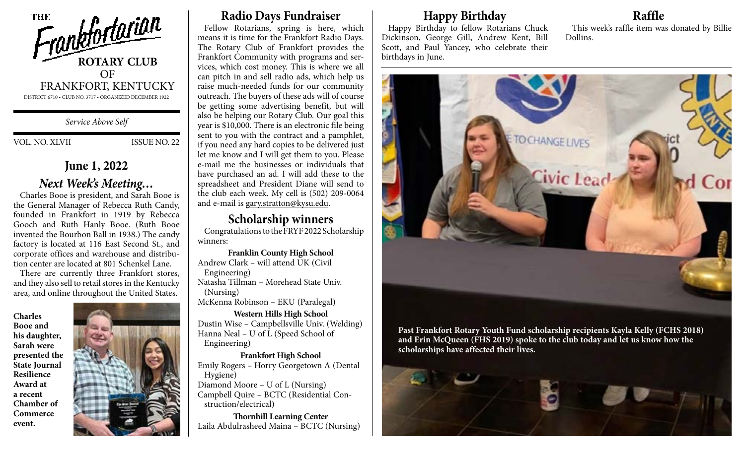THE

# Frankfortarian

**ROTARY CLUB**
OF
FRANKFORT, KENTUCKY

DISTRICT 6710 • CLUB NO. 3717 • ORGANIZED DECEMBER 1922

*Service Above Self*

VOL. NO. XLVII ISSUE NO. 22

## June 1, 2022

### *Next Week's Meeting…*

Charles Booe is president, and Sarah Booe is the General Manager of Rebecca Ruth Candy, founded in Frankfort in 1919 by Rebecca Gooch and Ruth Hanly Booe. (Ruth Booe invented the Bourbon Ball in 1938.) The candy factory is located at 116 East Second St., and corporate offices and warehouse and distribution center are located at 801 Schenkel Lane.

There are currently three Frankfort stores, and they also sell to retail stores in the Kentucky area, and online throughout the United States.

**Charles Booe and his daughter, Sarah were presented the State Journal Resilience Award at a recent Chamber of Commerce event.**

## Radio Days Fundraiser

Fellow Rotarians, spring is here, which means it is time for the Frankfort Radio Days. The Rotary Club of Frankfort provides the Frankfort Community with programs and services, which cost money. This is where we all can pitch in and sell radio ads, which help us raise much-needed funds for our community outreach. The buyers of these ads will of course be getting some advertising benefit, but will also be helping our Rotary Club. Our goal this year is $10,000. There is an electronic file being sent to you with the contract and a pamphlet, if you need any hard copies to be delivered just let me know and I will get them to you. Please e-mail me the businesses or individuals that have purchased an ad. I will add these to the spreadsheet and President Diane will send to the club each week. My cell is (502) 209-0064 and e-mail is gary.stratton@kysu.edu.

## Scholarship winners

Congratulations to the FRYF 2022 Scholarship winners:

**Franklin County High School**

Andrew Clark – will attend UK (Civil Engineering)
Natasha Tillman – Morehead State Univ. (Nursing)
McKenna Robinson – EKU (Paralegal)

**Western Hills High School**

Dustin Wise – Campbellsville Univ. (Welding)
Hanna Neal – U of L (Speed School of Engineering)

**Frankfort High School**

Emily Rogers – Horry Georgetown A (Dental Hygiene)
Diamond Moore – U of L (Nursing)
Campbell Quire – BCTC (Residential Construction/electrical)

**Thornhill Learning Center**

Laila Abdulrasheed Maina – BCTC (Nursing)

## Happy Birthday

Happy Birthday to fellow Rotarians Chuck Dickinson, George Gill, Andrew Kent, Bill Scott, and Paul Yancey, who celebrate their birthdays in June.

## Raffle

This week's raffle item was donated by Billie Dollins.

**Past Frankfort Rotary Youth Fund scholarship recipients Kayla Kelly (FCHS 2018) and Erin McQueen (FHS 2019) spoke to the club today and let us know how the scholarships have affected their lives.**